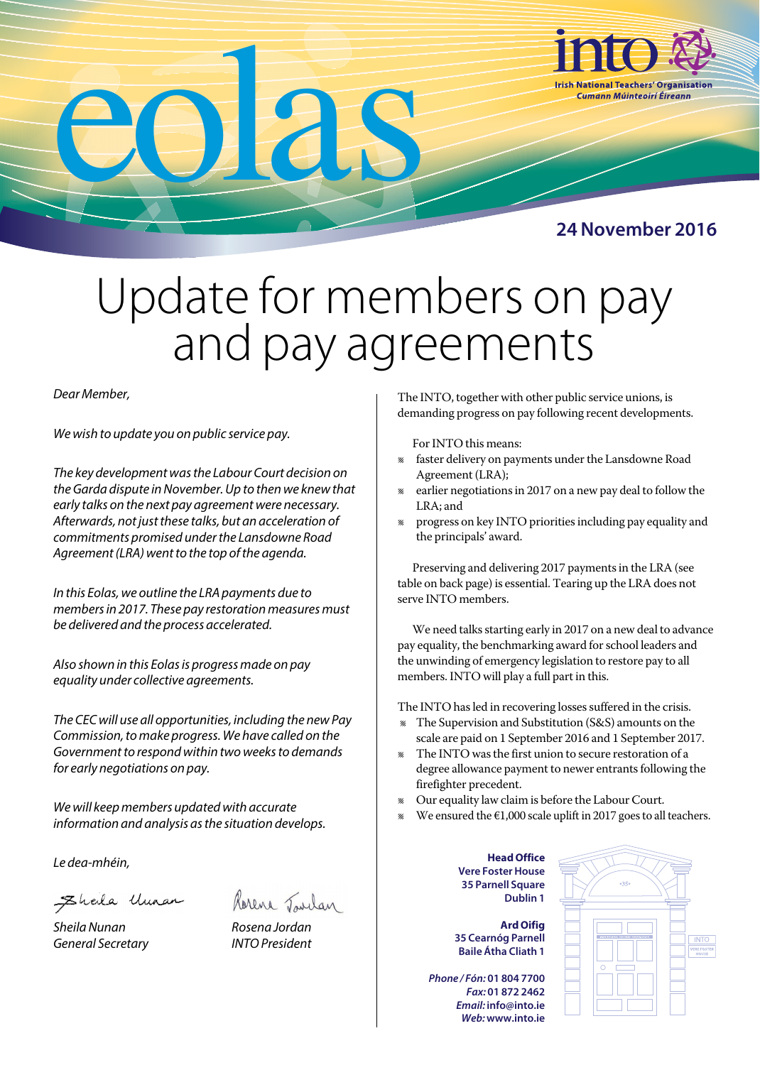# eolas

**into** Irish National Teachers' Organisation
*Cumann Múinteoirí Éireann*

**24 November 2016**

# Update for members on pay and pay agreements

*Dear Member,*

*We wish to update you on public service pay.*

*The key development was the Labour Court decision on the Garda dispute in November. Up to then we knew that early talks on the next pay agreement were necessary. Afterwards, not just these talks, but an acceleration of commitments promised under the Lansdowne Road Agreement (LRA) went to the top of the agenda.*

*In this Eolas, we outline the LRA payments due to members in 2017. These pay restoration measures must be delivered and the process accelerated.*

*Also shown in this Eolas is progress made on pay equality under collective agreements.*

*The CEC will use all opportunities, including the new Pay Commission, to make progress. We have called on the Government to respond within two weeks to demands for early negotiations on pay.*

*We will keep members updated with accurate information and analysis as the situation develops.*

*Le dea-mhéin,*

*Sheila Nunan*
*General Secretary*

*Rosena Jordan*
*INTO President*

The INTO, together with other public service unions, is demanding progress on pay following recent developments.

For INTO this means:

- faster delivery on payments under the Lansdowne Road Agreement (LRA);
- earlier negotiations in 2017 on a new pay deal to follow the LRA; and
- progress on key INTO priorities including pay equality and the principals' award.

Preserving and delivering 2017 payments in the LRA (see table on back page) is essential. Tearing up the LRA does not serve INTO members.

We need talks starting early in 2017 on a new deal to advance pay equality, the benchmarking award for school leaders and the unwinding of emergency legislation to restore pay to all members. INTO will play a full part in this.

The INTO has led in recovering losses suffered in the crisis.

- The Supervision and Substitution (S&S) amounts on the scale are paid on 1 September 2016 and 1 September 2017.
- The INTO was the first union to secure restoration of a degree allowance payment to newer entrants following the firefighter precedent.
- Our equality law claim is before the Labour Court.
- We ensured the €1,000 scale uplift in 2017 goes to all teachers.

**Head Office**
**Vere Foster House**
**35 Parnell Square**
**Dublin 1**

**Ard Oifig**
**35 Cearnóg Parnell**
**Baile Átha Cliath 1**

*Phone / Fón:* **01 804 7700**
*Fax:* **01 872 2462**
*Email:* **info@into.ie**
*Web:* **www.into.ie**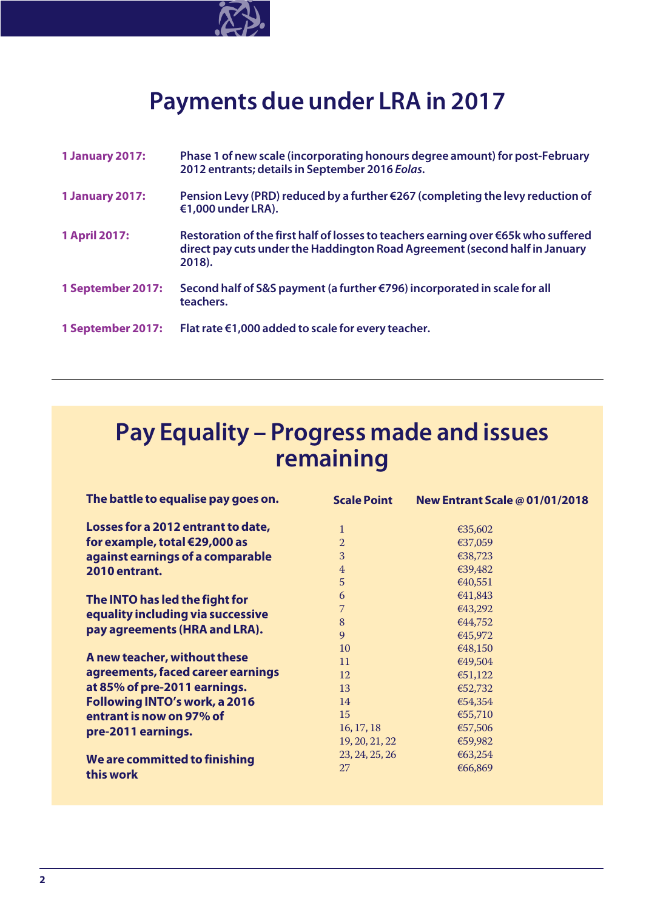# Payments due under LRA in 2017

| | |
|---|---|
| **1 January 2017:** | **Phase 1 of new scale (incorporating honours degree amount) for post-February 2012 entrants; details in September 2016 *Eolas*.** |
| **1 January 2017:** | **Pension Levy (PRD) reduced by a further €267 (completing the levy reduction of €1,000 under LRA).** |
| **1 April 2017:** | **Restoration of the first half of losses to teachers earning over €65k who suffered direct pay cuts under the Haddington Road Agreement (second half in January 2018).** |
| **1 September 2017:** | **Second half of S&S payment (a further €796) incorporated in scale for all teachers.** |
| **1 September 2017:** | **Flat rate €1,000 added to scale for every teacher.** |

---

## Pay Equality – Progress made and issues remaining

**The battle to equalise pay goes on.**

**Losses for a 2012 entrant to date, for example, total €29,000 as against earnings of a comparable 2010 entrant.**

**The INTO has led the fight for equality including via successive pay agreements (HRA and LRA).**

**A new teacher, without these agreements, faced career earnings at 85% of pre-2011 earnings. Following INTO's work, a 2016 entrant is now on 97% of pre-2011 earnings.**

**We are committed to finishing this work**

| Scale Point | New Entrant Scale @ 01/01/2018 |
|---|---|
| 1 | €35,602 |
| 2 | €37,059 |
| 3 | €38,723 |
| 4 | €39,482 |
| 5 | €40,551 |
| 6 | €41,843 |
| 7 | €43,292 |
| 8 | €44,752 |
| 9 | €45,972 |
| 10 | €48,150 |
| 11 | €49,504 |
| 12 | €51,122 |
| 13 | €52,732 |
| 14 | €54,354 |
| 15 | €55,710 |
| 16, 17, 18 | €57,506 |
| 19, 20, 21, 22 | €59,982 |
| 23, 24, 25, 26 | €63,254 |
| 27 | €66,869 |